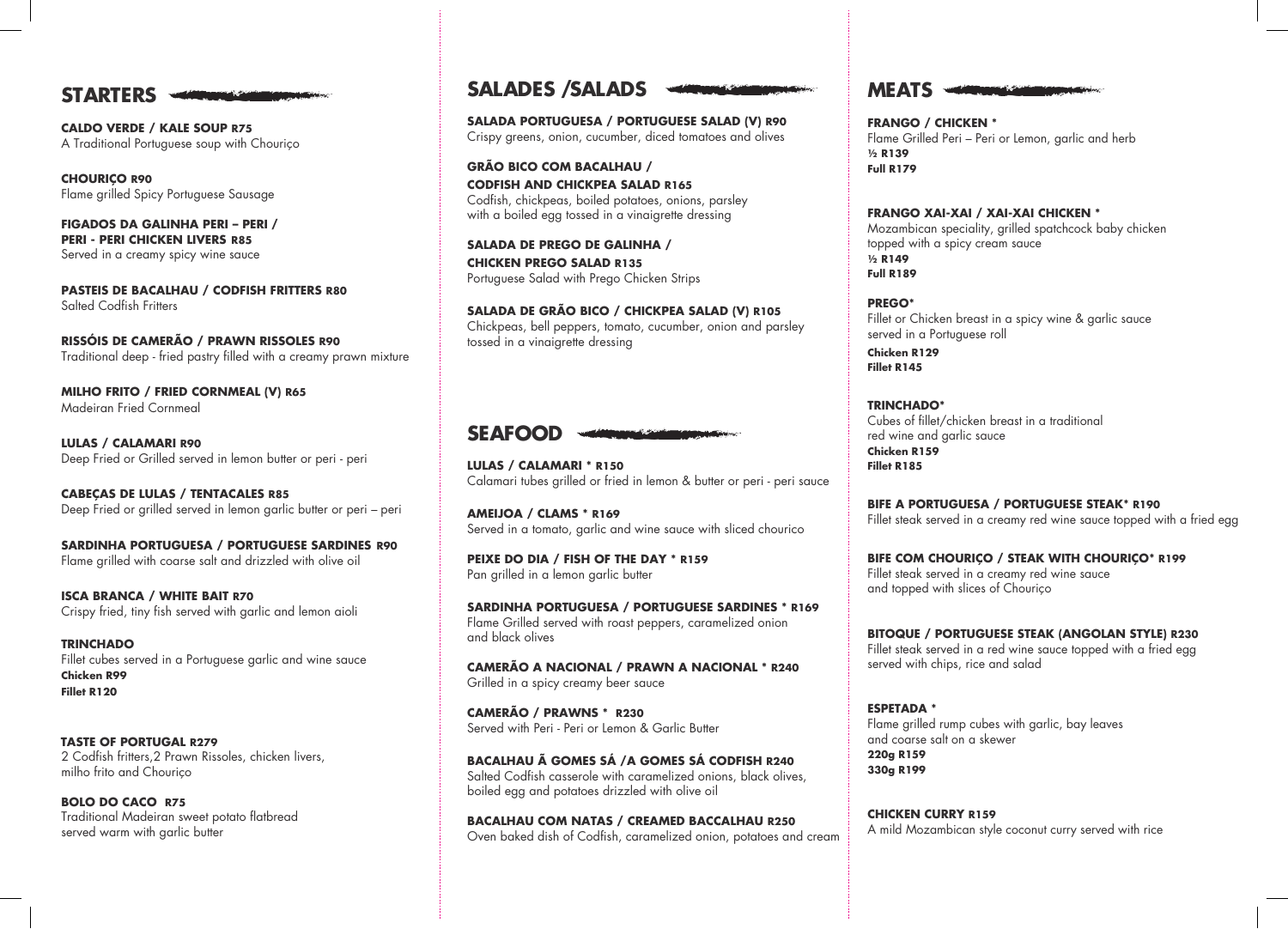## STARTERS

**CALDO VERDE / KALE SOUP R75**
A Traditional Portuguese soup with Chouriço

**CHOURIÇO R90**
Flame grilled Spicy Portuguese Sausage

**FIGADOS DA GALINHA PERI – PERI / PERI - PERI CHICKEN LIVERS R85**
Served in a creamy spicy wine sauce

**PASTEIS DE BACALHAU / CODFISH FRITTERS R80**
Salted Codfish Fritters

**RISSÓIS DE CAMERÃO / PRAWN RISSOLES R90**
Traditional deep - fried pastry filled with a creamy prawn mixture

**MILHO FRITO / FRIED CORNMEAL (V) R65**
Madeiran Fried Cornmeal

**LULAS / CALAMARI R90**
Deep Fried or Grilled served in lemon butter or peri - peri

**CABEÇAS DE LULAS / TENTACALES R85**
Deep Fried or grilled served in lemon garlic butter or peri – peri

**SARDINHA PORTUGUESA / PORTUGUESE SARDINES R90**
Flame grilled with coarse salt and drizzled with olive oil

**ISCA BRANCA / WHITE BAIT R70**
Crispy fried, tiny fish served with garlic and lemon aioli

**TRINCHADO**
Fillet cubes served in a Portuguese garlic and wine sauce
**Chicken R99**
**Fillet R120**

**TASTE OF PORTUGAL R279**
2 Codfish fritters,2 Prawn Rissoles, chicken livers, milho frito and Chouriço

**BOLO DO CACO R75**
Traditional Madeiran sweet potato flatbread served warm with garlic butter

## SALADES /SALADS

**SALADA PORTUGUESA / PORTUGUESE SALAD (V) R90**
Crispy greens, onion, cucumber, diced tomatoes and olives

**GRÃO BICO COM BACALHAU / CODFISH AND CHICKPEA SALAD R165**
Codfish, chickpeas, boiled potatoes, onions, parsley with a boiled egg tossed in a vinaigrette dressing

**SALADA DE PREGO DE GALINHA / CHICKEN PREGO SALAD R135**
Portuguese Salad with Prego Chicken Strips

**SALADA DE GRÃO BICO / CHICKPEA SALAD (V) R105**
Chickpeas, bell peppers, tomato, cucumber, onion and parsley tossed in a vinaigrette dressing

## SEAFOOD

**LULAS / CALAMARI * R150**
Calamari tubes grilled or fried in lemon & butter or peri - peri sauce

**AMEIJOA / CLAMS * R169**
Served in a tomato, garlic and wine sauce with sliced chourico

**PEIXE DO DIA / FISH OF THE DAY * R159**
Pan grilled in a lemon garlic butter

**SARDINHA PORTUGUESA / PORTUGUESE SARDINES * R169**
Flame Grilled served with roast peppers, caramelized onion and black olives

**CAMERÃO A NACIONAL / PRAWN A NACIONAL * R240**
Grilled in a spicy creamy beer sauce

**CAMERÃO / PRAWNS * R230**
Served with Peri - Peri or Lemon & Garlic Butter

**BACALHAU Ã GOMES SÁ /A GOMES SÁ CODFISH R240**
Salted Codfish casserole with caramelized onions, black olives, boiled egg and potatoes drizzled with olive oil

**BACALHAU COM NATAS / CREAMED BACCALHAU R250**
Oven baked dish of Codfish, caramelized onion, potatoes and cream

## MEATS

**FRANGO / CHICKEN ***
Flame Grilled Peri – Peri or Lemon, garlic and herb
**½ R139**
**Full R179**

**FRANGO XAI-XAI / XAI-XAI CHICKEN ***
Mozambican speciality, grilled spatchcock baby chicken topped with a spicy cream sauce
**½ R149**
**Full R189**

**PREGO***
Fillet or Chicken breast in a spicy wine & garlic sauce served in a Portuguese roll
**Chicken R129**
**Fillet R145**

**TRINCHADO***
Cubes of fillet/chicken breast in a traditional red wine and garlic sauce
**Chicken R159**
**Fillet R185**

**BIFE A PORTUGUESA / PORTUGUESE STEAK* R190**
Fillet steak served in a creamy red wine sauce topped with a fried egg

**BIFE COM CHOURIÇO / STEAK WITH CHOURIÇO* R199**
Fillet steak served in a creamy red wine sauce and topped with slices of Chouriço

**BITOQUE / PORTUGUESE STEAK (ANGOLAN STYLE) R230**
Fillet steak served in a red wine sauce topped with a fried egg served with chips, rice and salad

**ESPETADA ***
Flame grilled rump cubes with garlic, bay leaves and coarse salt on a skewer
**220g R159**
**330g R199**

**CHICKEN CURRY R159**
A mild Mozambican style coconut curry served with rice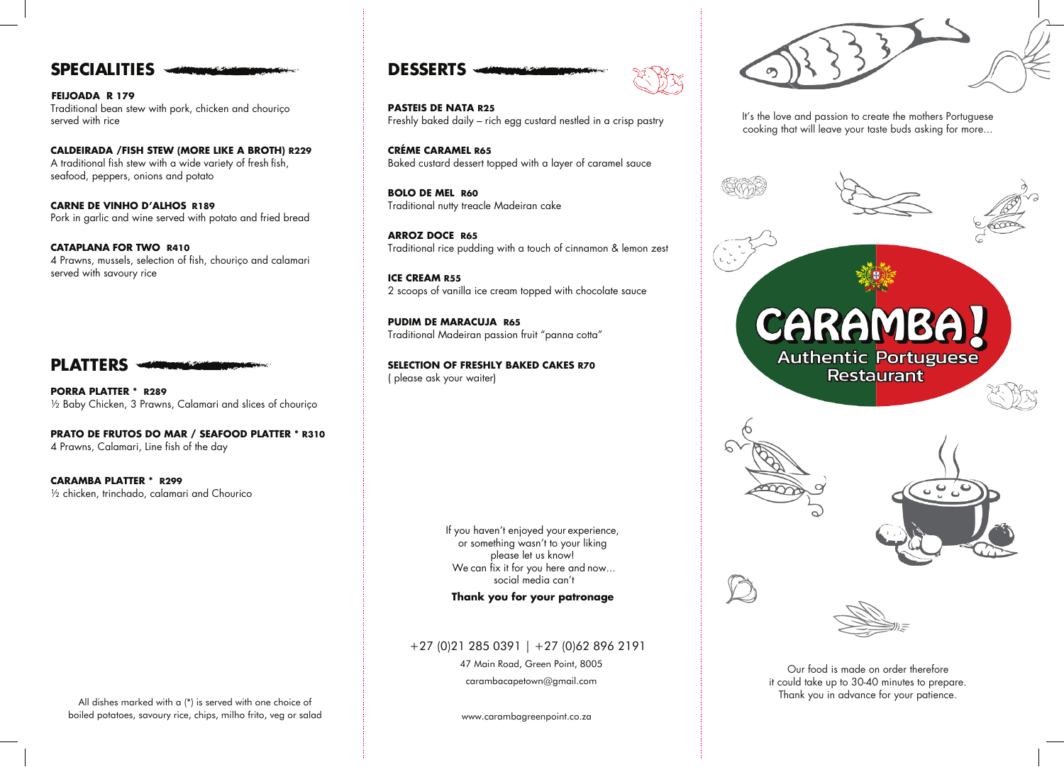## SPECIALITIES

**FEIJOADA R 179**
Traditional bean stew with pork, chicken and chouriço served with rice

**CALDEIRADA /FISH STEW (MORE LIKE A BROTH) R229**
A traditional fish stew with a wide variety of fresh fish, seafood, peppers, onions and potato

**CARNE DE VINHO D'ALHOS R189**
Pork in garlic and wine served with potato and fried bread

**CATAPLANA FOR TWO R410**
4 Prawns, mussels, selection of fish, chouriço and calamari served with savoury rice

## PLATTERS

**PORRA PLATTER * R289**
½ Baby Chicken, 3 Prawns, Calamari and slices of chouriço

**PRATO DE FRUTOS DO MAR / SEAFOOD PLATTER * R310**
4 Prawns, Calamari, Line fish of the day

**CARAMBA PLATTER * R299**
½ chicken, trinchado, calamari and Chourico

All dishes marked with a (*) is served with one choice of boiled potatoes, savoury rice, chips, milho frito, veg or salad

## DESSERTS

**PASTEIS DE NATA R25**
Freshly baked daily – rich egg custard nestled in a crisp pastry

**CRÉME CARAMEL R65**
Baked custard dessert topped with a layer of caramel sauce

**BOLO DE MEL R60**
Traditional nutty treacle Madeiran cake

**ARROZ DOCE R65**
Traditional rice pudding with a touch of cinnamon & lemon zest

**ICE CREAM R55**
2 scoops of vanilla ice cream topped with chocolate sauce

**PUDIM DE MARACUJA R65**
Traditional Madeiran passion fruit "panna cotta"

**SELECTION OF FRESHLY BAKED CAKES R70**
( please ask your waiter)

If you haven't enjoyed your experience, or something wasn't to your liking please let us know!
We can fix it for you here and now... social media can't

**Thank you for your patronage**

+27 (0)21 285 0391 | +27 (0)62 896 2191

47 Main Road, Green Point, 8005

carambacapetown@gmail.com

www.carambagreenpoint.co.za

It's the love and passion to create the mothers Portuguese cooking that will leave your taste buds asking for more...

# CARAMBA!

Authentic Portuguese Restaurant

Our food is made on order therefore it could take up to 30-40 minutes to prepare. Thank you in advance for your patience.